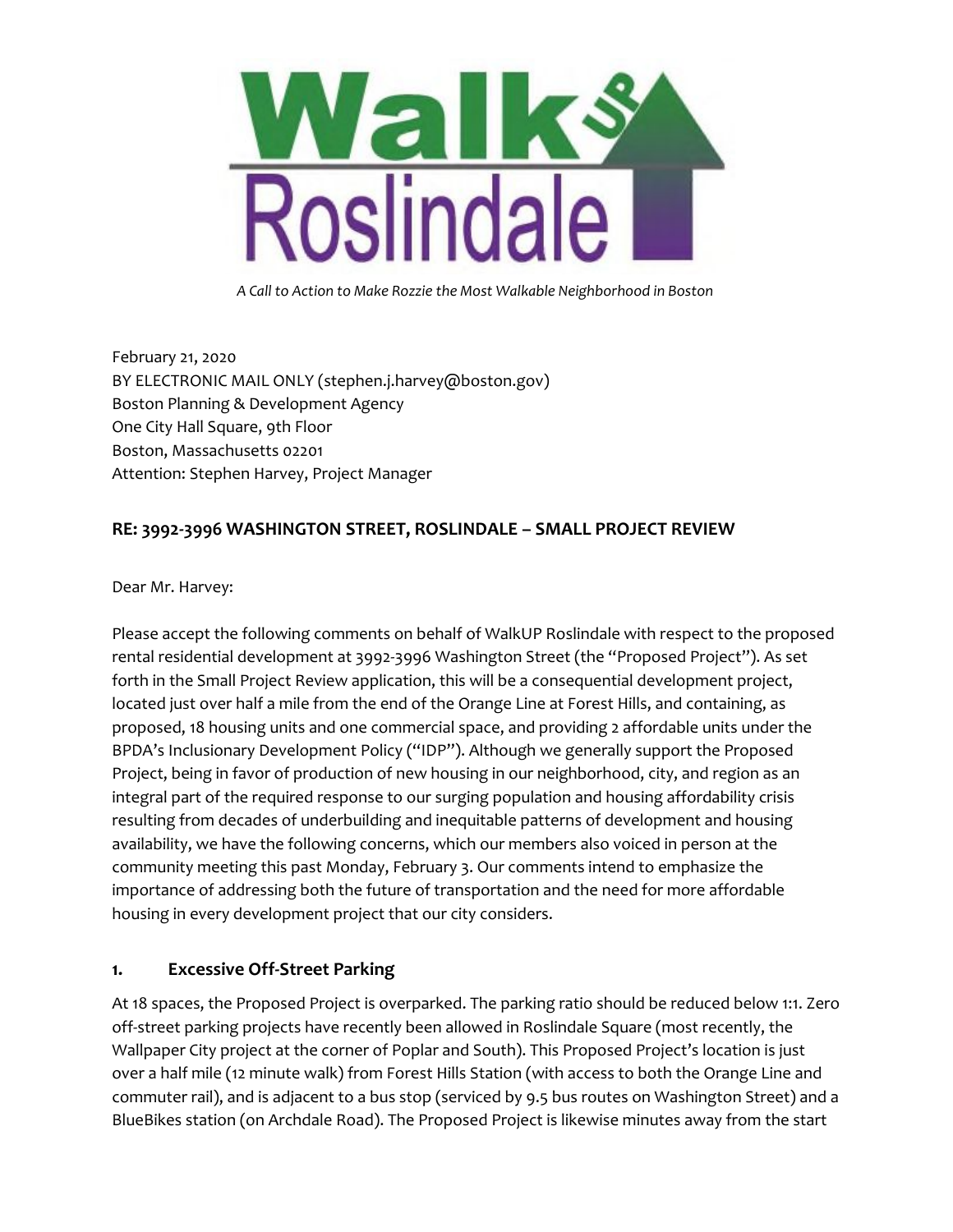# WalkUP Roslindale

*A Call to Action to Make Rozzie the Most Walkable Neighborhood in Boston*

February 21, 2020
BY ELECTRONIC MAIL ONLY (stephen.j.harvey@boston.gov)
Boston Planning & Development Agency
One City Hall Square, 9th Floor
Boston, Massachusetts 02201
Attention: Stephen Harvey, Project Manager

**RE: 3992-3996 WASHINGTON STREET, ROSLINDALE – SMALL PROJECT REVIEW**

Dear Mr. Harvey:

Please accept the following comments on behalf of WalkUP Roslindale with respect to the proposed rental residential development at 3992-3996 Washington Street (the "Proposed Project"). As set forth in the Small Project Review application, this will be a consequential development project, located just over half a mile from the end of the Orange Line at Forest Hills, and containing, as proposed, 18 housing units and one commercial space, and providing 2 affordable units under the BPDA's Inclusionary Development Policy ("IDP"). Although we generally support the Proposed Project, being in favor of production of new housing in our neighborhood, city, and region as an integral part of the required response to our surging population and housing affordability crisis resulting from decades of underbuilding and inequitable patterns of development and housing availability, we have the following concerns, which our members also voiced in person at the community meeting this past Monday, February 3. Our comments intend to emphasize the importance of addressing both the future of transportation and the need for more affordable housing in every development project that our city considers.

## 1. Excessive Off-Street Parking

At 18 spaces, the Proposed Project is overparked. The parking ratio should be reduced below 1:1. Zero off-street parking projects have recently been allowed in Roslindale Square (most recently, the Wallpaper City project at the corner of Poplar and South). This Proposed Project's location is just over a half mile (12 minute walk) from Forest Hills Station (with access to both the Orange Line and commuter rail), and is adjacent to a bus stop (serviced by 9.5 bus routes on Washington Street) and a BlueBikes station (on Archdale Road). The Proposed Project is likewise minutes away from the start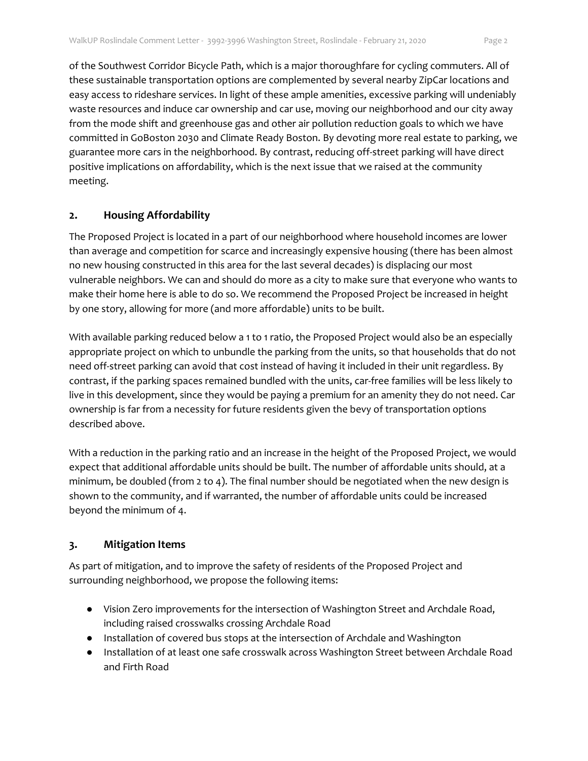of the Southwest Corridor Bicycle Path, which is a major thoroughfare for cycling commuters. All of these sustainable transportation options are complemented by several nearby ZipCar locations and easy access to rideshare services. In light of these ample amenities, excessive parking will undeniably waste resources and induce car ownership and car use, moving our neighborhood and our city away from the mode shift and greenhouse gas and other air pollution reduction goals to which we have committed in GoBoston 2030 and Climate Ready Boston. By devoting more real estate to parking, we guarantee more cars in the neighborhood. By contrast, reducing off-street parking will have direct positive implications on affordability, which is the next issue that we raised at the community meeting.

## 2. Housing Affordability

The Proposed Project is located in a part of our neighborhood where household incomes are lower than average and competition for scarce and increasingly expensive housing (there has been almost no new housing constructed in this area for the last several decades) is displacing our most vulnerable neighbors. We can and should do more as a city to make sure that everyone who wants to make their home here is able to do so. We recommend the Proposed Project be increased in height by one story, allowing for more (and more affordable) units to be built.

With available parking reduced below a 1 to 1 ratio, the Proposed Project would also be an especially appropriate project on which to unbundle the parking from the units, so that households that do not need off-street parking can avoid that cost instead of having it included in their unit regardless. By contrast, if the parking spaces remained bundled with the units, car-free families will be less likely to live in this development, since they would be paying a premium for an amenity they do not need. Car ownership is far from a necessity for future residents given the bevy of transportation options described above.

With a reduction in the parking ratio and an increase in the height of the Proposed Project, we would expect that additional affordable units should be built. The number of affordable units should, at a minimum, be doubled (from 2 to 4). The final number should be negotiated when the new design is shown to the community, and if warranted, the number of affordable units could be increased beyond the minimum of 4.

## 3. Mitigation Items

As part of mitigation, and to improve the safety of residents of the Proposed Project and surrounding neighborhood, we propose the following items:

- Vision Zero improvements for the intersection of Washington Street and Archdale Road, including raised crosswalks crossing Archdale Road
- Installation of covered bus stops at the intersection of Archdale and Washington
- Installation of at least one safe crosswalk across Washington Street between Archdale Road and Firth Road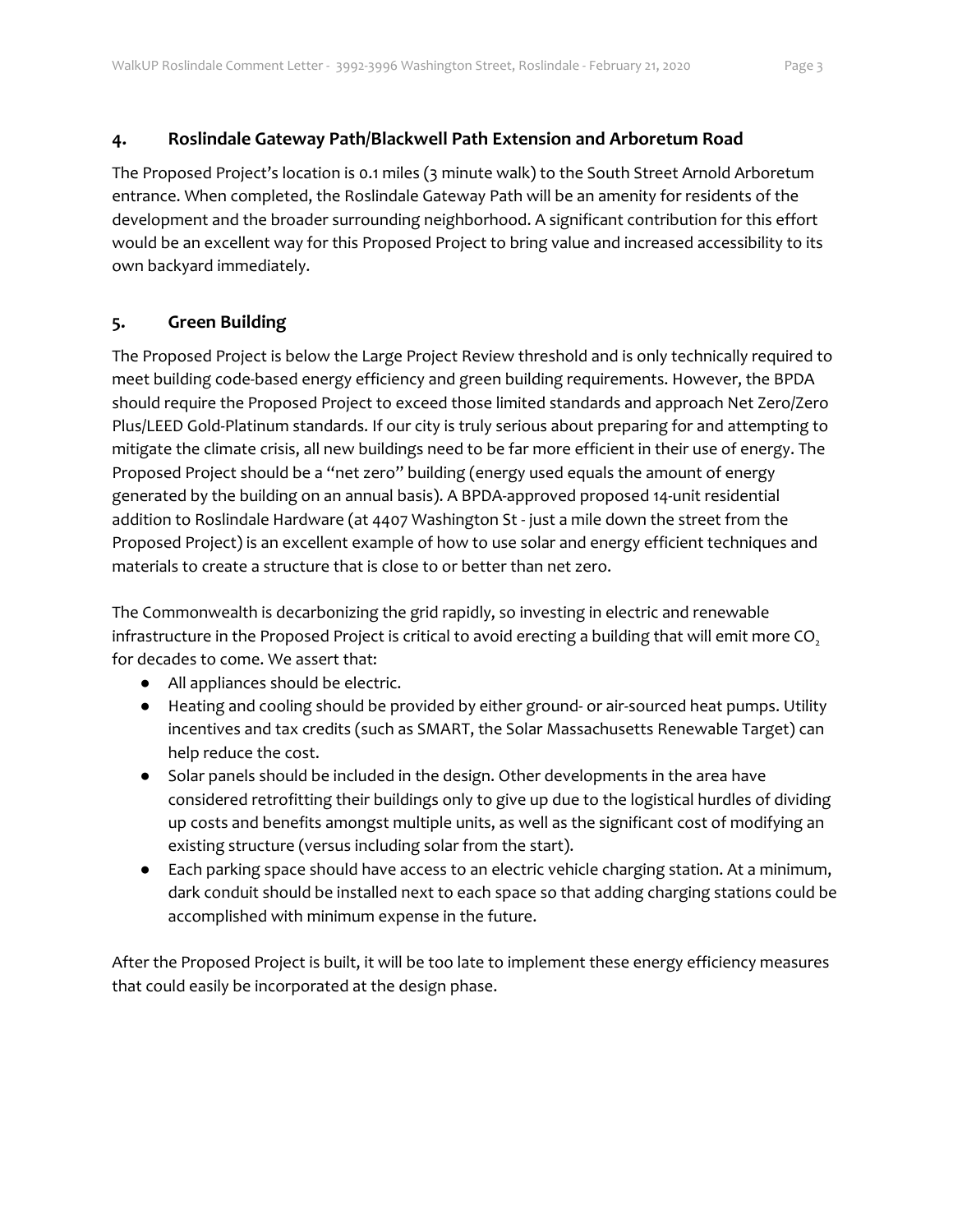## 4. Roslindale Gateway Path/Blackwell Path Extension and Arboretum Road

The Proposed Project's location is 0.1 miles (3 minute walk) to the South Street Arnold Arboretum entrance. When completed, the Roslindale Gateway Path will be an amenity for residents of the development and the broader surrounding neighborhood. A significant contribution for this effort would be an excellent way for this Proposed Project to bring value and increased accessibility to its own backyard immediately.

## 5. Green Building

The Proposed Project is below the Large Project Review threshold and is only technically required to meet building code-based energy efficiency and green building requirements. However, the BPDA should require the Proposed Project to exceed those limited standards and approach Net Zero/Zero Plus/LEED Gold-Platinum standards. If our city is truly serious about preparing for and attempting to mitigate the climate crisis, all new buildings need to be far more efficient in their use of energy. The Proposed Project should be a "net zero" building (energy used equals the amount of energy generated by the building on an annual basis). A BPDA-approved proposed 14-unit residential addition to Roslindale Hardware (at 4407 Washington St - just a mile down the street from the Proposed Project) is an excellent example of how to use solar and energy efficient techniques and materials to create a structure that is close to or better than net zero.

The Commonwealth is decarbonizing the grid rapidly, so investing in electric and renewable infrastructure in the Proposed Project is critical to avoid erecting a building that will emit more $CO_2$ for decades to come. We assert that:

- All appliances should be electric.
- Heating and cooling should be provided by either ground- or air-sourced heat pumps. Utility incentives and tax credits (such as SMART, the Solar Massachusetts Renewable Target) can help reduce the cost.
- Solar panels should be included in the design. Other developments in the area have considered retrofitting their buildings only to give up due to the logistical hurdles of dividing up costs and benefits amongst multiple units, as well as the significant cost of modifying an existing structure (versus including solar from the start).
- Each parking space should have access to an electric vehicle charging station. At a minimum, dark conduit should be installed next to each space so that adding charging stations could be accomplished with minimum expense in the future.

After the Proposed Project is built, it will be too late to implement these energy efficiency measures that could easily be incorporated at the design phase.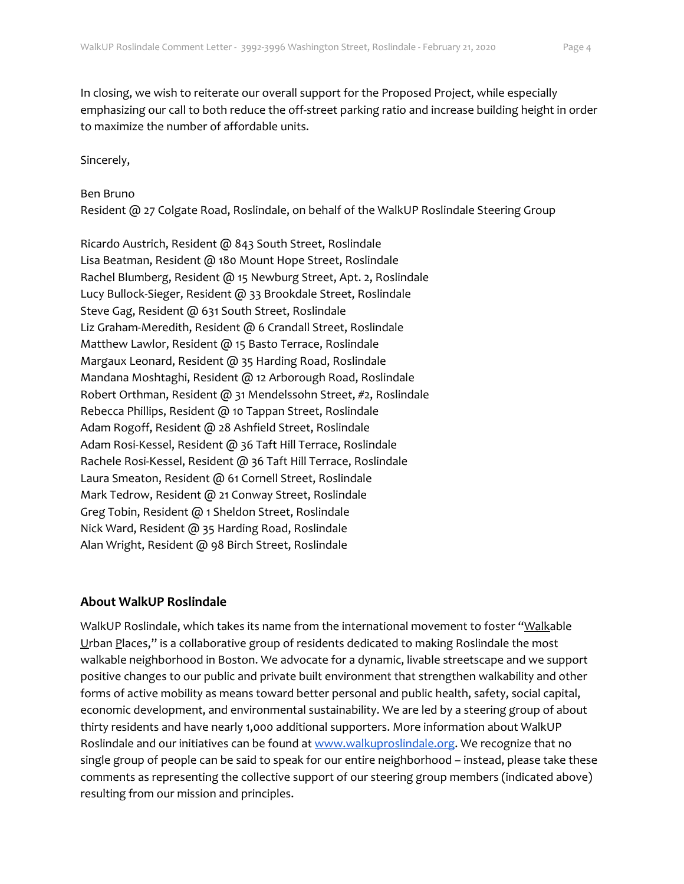In closing, we wish to reiterate our overall support for the Proposed Project, while especially emphasizing our call to both reduce the off-street parking ratio and increase building height in order to maximize the number of affordable units.

Sincerely,

Ben Bruno
Resident @ 27 Colgate Road, Roslindale, on behalf of the WalkUP Roslindale Steering Group

Ricardo Austrich, Resident @ 843 South Street, Roslindale
Lisa Beatman, Resident @ 180 Mount Hope Street, Roslindale
Rachel Blumberg, Resident @ 15 Newburg Street, Apt. 2, Roslindale
Lucy Bullock-Sieger, Resident @ 33 Brookdale Street, Roslindale
Steve Gag, Resident @ 631 South Street, Roslindale
Liz Graham-Meredith, Resident @ 6 Crandall Street, Roslindale
Matthew Lawlor, Resident @ 15 Basto Terrace, Roslindale
Margaux Leonard, Resident @ 35 Harding Road, Roslindale
Mandana Moshtaghi, Resident @ 12 Arborough Road, Roslindale
Robert Orthman, Resident @ 31 Mendelssohn Street, #2, Roslindale
Rebecca Phillips, Resident @ 10 Tappan Street, Roslindale
Adam Rogoff, Resident @ 28 Ashfield Street, Roslindale
Adam Rosi-Kessel, Resident @ 36 Taft Hill Terrace, Roslindale
Rachele Rosi-Kessel, Resident @ 36 Taft Hill Terrace, Roslindale
Laura Smeaton, Resident @ 61 Cornell Street, Roslindale
Mark Tedrow, Resident @ 21 Conway Street, Roslindale
Greg Tobin, Resident @ 1 Sheldon Street, Roslindale
Nick Ward, Resident @ 35 Harding Road, Roslindale
Alan Wright, Resident @ 98 Birch Street, Roslindale

## About WalkUP Roslindale

WalkUP Roslindale, which takes its name from the international movement to foster "Walkable Urban Places," is a collaborative group of residents dedicated to making Roslindale the most walkable neighborhood in Boston. We advocate for a dynamic, livable streetscape and we support positive changes to our public and private built environment that strengthen walkability and other forms of active mobility as means toward better personal and public health, safety, social capital, economic development, and environmental sustainability. We are led by a steering group of about thirty residents and have nearly 1,000 additional supporters. More information about WalkUP Roslindale and our initiatives can be found at [www.walkuproslindale.org](http://www.walkuproslindale.org). We recognize that no single group of people can be said to speak for our entire neighborhood – instead, please take these comments as representing the collective support of our steering group members (indicated above) resulting from our mission and principles.